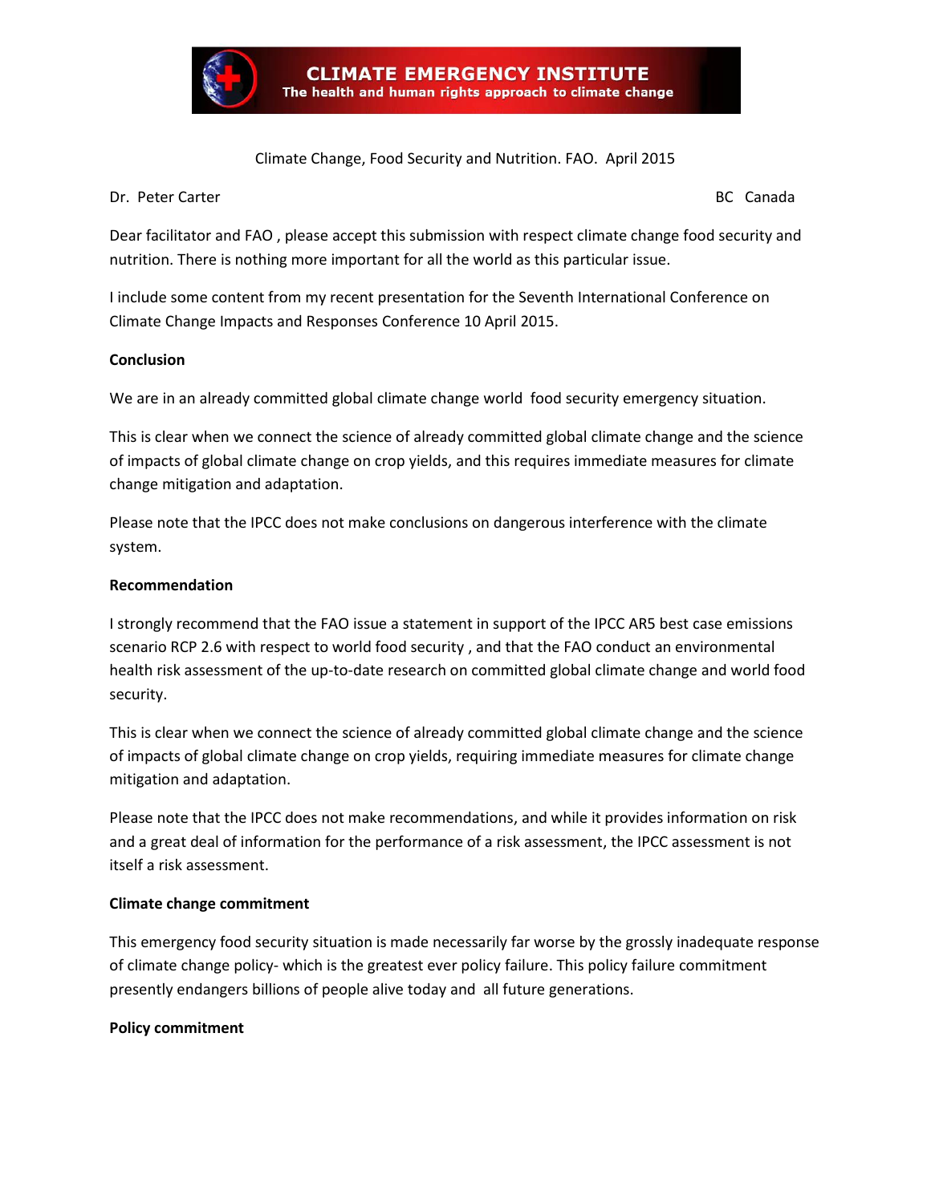**CLIMATE EMERGENCY INSTITUTE**
**The health and human rights approach to climate change**

Climate Change, Food Security and Nutrition. FAO. April 2015

Dr. Peter Carter BC Canada

Dear facilitator and FAO , please accept this submission with respect climate change food security and nutrition. There is nothing more important for all the world as this particular issue.

I include some content from my recent presentation for the Seventh International Conference on Climate Change Impacts and Responses Conference 10 April 2015.

**Conclusion**

We are in an already committed global climate change world food security emergency situation.

This is clear when we connect the science of already committed global climate change and the science of impacts of global climate change on crop yields, and this requires immediate measures for climate change mitigation and adaptation.

Please note that the IPCC does not make conclusions on dangerous interference with the climate system.

**Recommendation**

I strongly recommend that the FAO issue a statement in support of the IPCC AR5 best case emissions scenario RCP 2.6 with respect to world food security , and that the FAO conduct an environmental health risk assessment of the up-to-date research on committed global climate change and world food security.

This is clear when we connect the science of already committed global climate change and the science of impacts of global climate change on crop yields, requiring immediate measures for climate change mitigation and adaptation.

Please note that the IPCC does not make recommendations, and while it provides information on risk and a great deal of information for the performance of a risk assessment, the IPCC assessment is not itself a risk assessment.

**Climate change commitment**

This emergency food security situation is made necessarily far worse by the grossly inadequate response of climate change policy- which is the greatest ever policy failure. This policy failure commitment presently endangers billions of people alive today and all future generations.

**Policy commitment**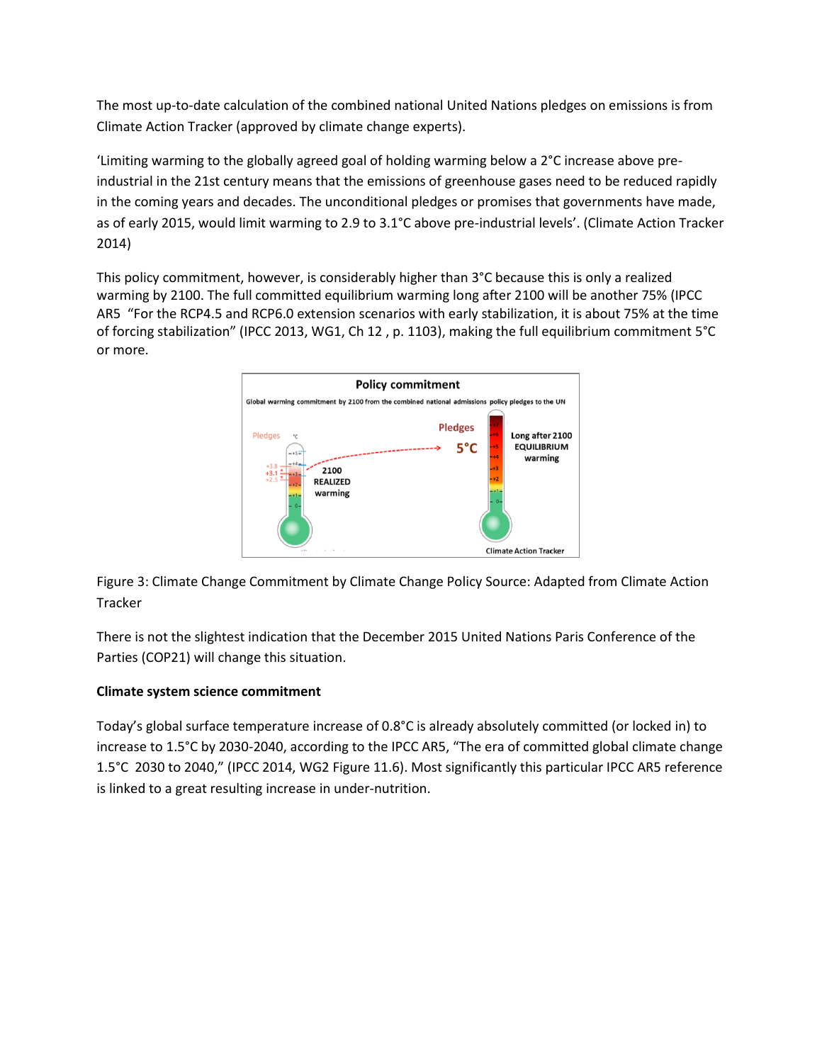The most up-to-date calculation of the combined national United Nations pledges on emissions is from Climate Action Tracker (approved by climate change experts).

'Limiting warming to the globally agreed goal of holding warming below a 2°C increase above pre-industrial in the 21st century means that the emissions of greenhouse gases need to be reduced rapidly in the coming years and decades. The unconditional pledges or promises that governments have made, as of early 2015, would limit warming to 2.9 to 3.1°C above pre-industrial levels'. (Climate Action Tracker 2014)

This policy commitment, however, is considerably higher than 3°C because this is only a realized warming by 2100. The full committed equilibrium warming long after 2100 will be another 75% (IPCC AR5 "For the RCP4.5 and RCP6.0 extension scenarios with early stabilization, it is about 75% at the time of forcing stabilization" (IPCC 2013, WG1, Ch 12 , p. 1103), making the full equilibrium commitment 5°C or more.

Figure 3: Climate Change Commitment by Climate Change Policy Source: Adapted from Climate Action Tracker

There is not the slightest indication that the December 2015 United Nations Paris Conference of the Parties (COP21) will change this situation.

**Climate system science commitment**

Today's global surface temperature increase of 0.8°C is already absolutely committed (or locked in) to increase to 1.5°C by 2030-2040, according to the IPCC AR5, "The era of committed global climate change 1.5°C 2030 to 2040," (IPCC 2014, WG2 Figure 11.6). Most significantly this particular IPCC AR5 reference is linked to a great resulting increase in under-nutrition.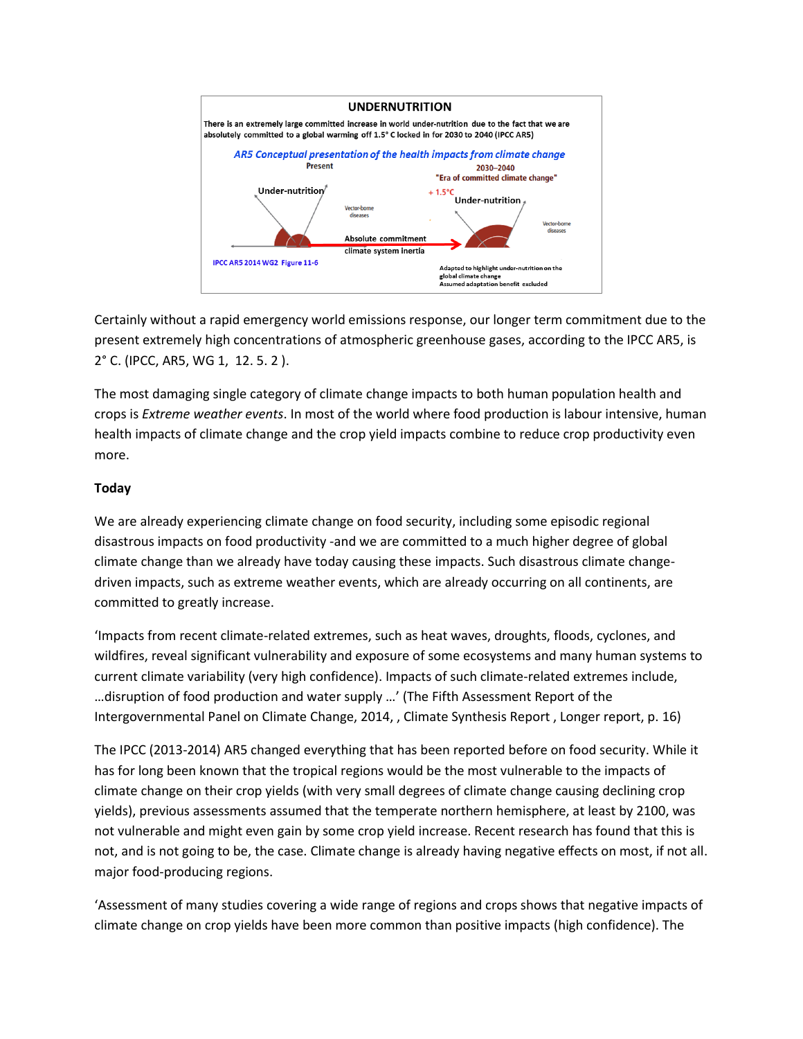**UNDERNUTRITION**

There is an extremely large committed increase in world under-nutrition due to the fact that we are absolutely committed to a global warming off 1.5° C locked in for 2030 to 2040 (IPCC AR5)

*AR5 Conceptual presentation of the health impacts from climate change*

Present — Under-nutrition — Vector-borne diseases

2030–2040 "Era of committed climate change" — + 1.5°C — Under-nutrition — Vector-borne diseases

Absolute commitment climate system inertia

IPCC AR5 2014 WG2 Figure 11-6

Adapted to highlight under-nutrition on the global climate change
Assumed adaptation benefit excluded

Certainly without a rapid emergency world emissions response, our longer term commitment due to the present extremely high concentrations of atmospheric greenhouse gases, according to the IPCC AR5, is 2° C. (IPCC, AR5, WG 1, 12. 5. 2 ).

The most damaging single category of climate change impacts to both human population health and crops is *Extreme weather events*. In most of the world where food production is labour intensive, human health impacts of climate change and the crop yield impacts combine to reduce crop productivity even more.

**Today**

We are already experiencing climate change on food security, including some episodic regional disastrous impacts on food productivity -and we are committed to a much higher degree of global climate change than we already have today causing these impacts. Such disastrous climate change-driven impacts, such as extreme weather events, which are already occurring on all continents, are committed to greatly increase.

'Impacts from recent climate-related extremes, such as heat waves, droughts, floods, cyclones, and wildfires, reveal significant vulnerability and exposure of some ecosystems and many human systems to current climate variability (very high confidence). Impacts of such climate-related extremes include, …disruption of food production and water supply …' (The Fifth Assessment Report of the Intergovernmental Panel on Climate Change, 2014, , Climate Synthesis Report , Longer report, p. 16)

The IPCC (2013-2014) AR5 changed everything that has been reported before on food security. While it has for long been known that the tropical regions would be the most vulnerable to the impacts of climate change on their crop yields (with very small degrees of climate change causing declining crop yields), previous assessments assumed that the temperate northern hemisphere, at least by 2100, was not vulnerable and might even gain by some crop yield increase. Recent research has found that this is not, and is not going to be, the case. Climate change is already having negative effects on most, if not all. major food-producing regions.

'Assessment of many studies covering a wide range of regions and crops shows that negative impacts of climate change on crop yields have been more common than positive impacts (high confidence). The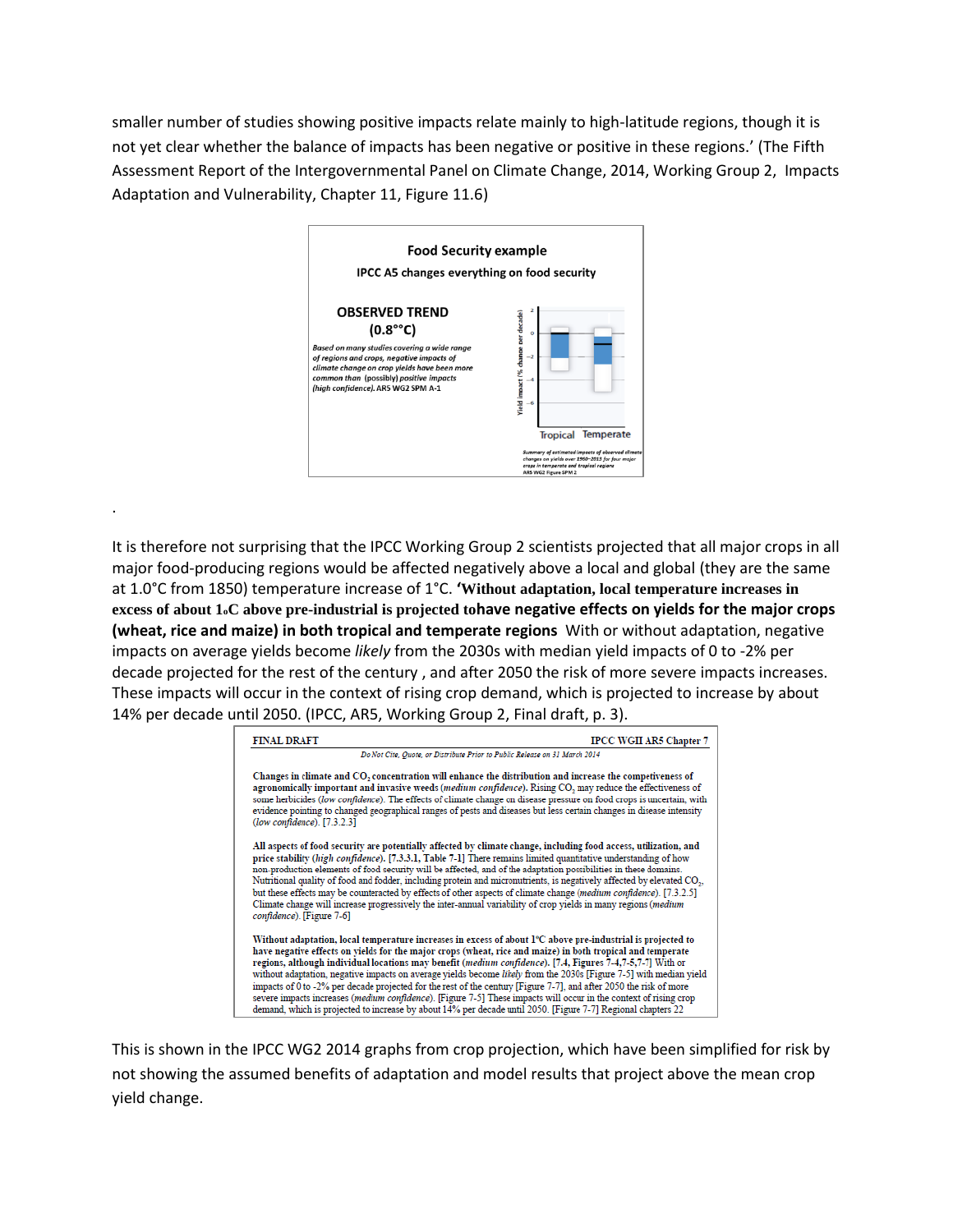smaller number of studies showing positive impacts relate mainly to high-latitude regions, though it is not yet clear whether the balance of impacts has been negative or positive in these regions.' (The Fifth Assessment Report of the Intergovernmental Panel on Climate Change, 2014, Working Group 2, Impacts Adaptation and Vulnerability, Chapter 11, Figure 11.6)

**Food Security example**

**IPCC A5 changes everything on food security**

**OBSERVED TREND (0.8°°C)**

*Based on many studies covering a wide range of regions and crops, negative impacts of climate change on crop yields have been more common than (possibly) positive impacts (high confidence). AR5 WG2 SPM A-1*

*Summary of estimated impacts of observed climate changes on yields over 1960–2013 for four major crops in temperate and tropical regions AR5 WG2 Figure SPM 2*

.

It is therefore not surprising that the IPCC Working Group 2 scientists projected that all major crops in all major food-producing regions would be affected negatively above a local and global (they are the same at 1.0°C from 1850) temperature increase of 1°C. **'Without adaptation, local temperature increases in excess of about 1°C above pre-industrial is projected tohave negative effects on yields for the major crops (wheat, rice and maize) in both tropical and temperate regions** With or without adaptation, negative impacts on average yields become *likely* from the 2030s with median yield impacts of 0 to -2% per decade projected for the rest of the century , and after 2050 the risk of more severe impacts increases. These impacts will occur in the context of rising crop demand, which is projected to increase by about 14% per decade until 2050. (IPCC, AR5, Working Group 2, Final draft, p. 3).

FINAL DRAFT — IPCC WGII AR5 Chapter 7

*Do Not Cite, Quote, or Distribute Prior to Public Release on 31 March 2014*

**Changes in climate and $CO_2$ concentration will enhance the distribution and increase the competiveness of agronomically important and invasive weeds (*medium confidence*).** Rising $CO_2$ may reduce the effectiveness of some herbicides (*low confidence*). The effects of climate change on disease pressure on food crops is uncertain, with evidence pointing to changed geographical ranges of pests and diseases but less certain changes in disease intensity (*low confidence*). [7.3.2.3]

**All aspects of food security are potentially affected by climate change, including food access, utilization, and price stability (*high confidence*).** [7.3.3.1, Table 7-1] There remains limited quantitative understanding of how non-production elements of food security will be affected, and of the adaptation possibilities in these domains. Nutritional quality of food and fodder, including protein and micronutrients, is negatively affected by elevated $CO_2$, but these effects may be counteracted by effects of other aspects of climate change (*medium confidence*). [7.3.2.5] Climate change will increase progressively the inter-annual variability of crop yields in many regions (*medium confidence*). [Figure 7-6]

**Without adaptation, local temperature increases in excess of about 1°C above pre-industrial is projected to have negative effects on yields for the major crops (wheat, rice and maize) in both tropical and temperate regions, although individual locations may benefit (*medium confidence*).** [7.4, Figures 7-4,7-5,7-7] With or without adaptation, negative impacts on average yields become *likely* from the 2030s [Figure 7-5] with median yield impacts of 0 to -2% per decade projected for the rest of the century [Figure 7-7], and after 2050 the risk of more severe impacts increases (*medium confidence*). [Figure 7-5] These impacts will occur in the context of rising crop demand, which is projected to increase by about 14% per decade until 2050. [Figure 7-7] Regional chapters 22

This is shown in the IPCC WG2 2014 graphs from crop projection, which have been simplified for risk by not showing the assumed benefits of adaptation and model results that project above the mean crop yield change.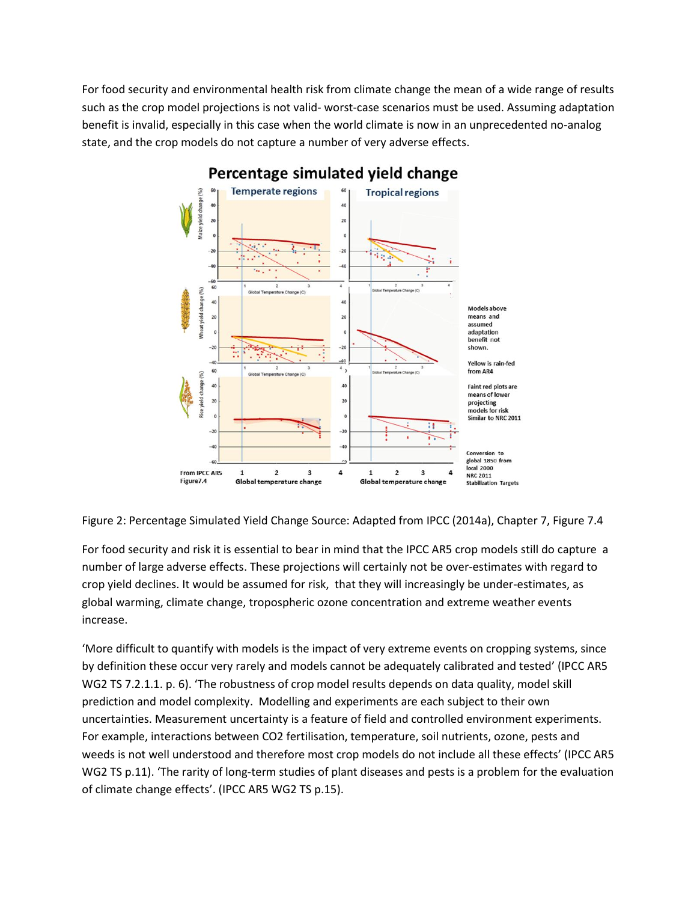For food security and environmental health risk from climate change the mean of a wide range of results such as the crop model projections is not valid- worst-case scenarios must be used. Assuming adaptation benefit is invalid, especially in this case when the world climate is now in an unprecedented no-analog state, and the crop models do not capture a number of very adverse effects.

Figure 2: Percentage Simulated Yield Change Source: Adapted from IPCC (2014a), Chapter 7, Figure 7.4

For food security and risk it is essential to bear in mind that the IPCC AR5 crop models still do capture a number of large adverse effects. These projections will certainly not be over-estimates with regard to crop yield declines. It would be assumed for risk, that they will increasingly be under-estimates, as global warming, climate change, tropospheric ozone concentration and extreme weather events increase.

'More difficult to quantify with models is the impact of very extreme events on cropping systems, since by definition these occur very rarely and models cannot be adequately calibrated and tested' (IPCC AR5 WG2 TS 7.2.1.1. p. 6). 'The robustness of crop model results depends on data quality, model skill prediction and model complexity. Modelling and experiments are each subject to their own uncertainties. Measurement uncertainty is a feature of field and controlled environment experiments. For example, interactions between CO2 fertilisation, temperature, soil nutrients, ozone, pests and weeds is not well understood and therefore most crop models do not include all these effects' (IPCC AR5 WG2 TS p.11). 'The rarity of long-term studies of plant diseases and pests is a problem for the evaluation of climate change effects'. (IPCC AR5 WG2 TS p.15).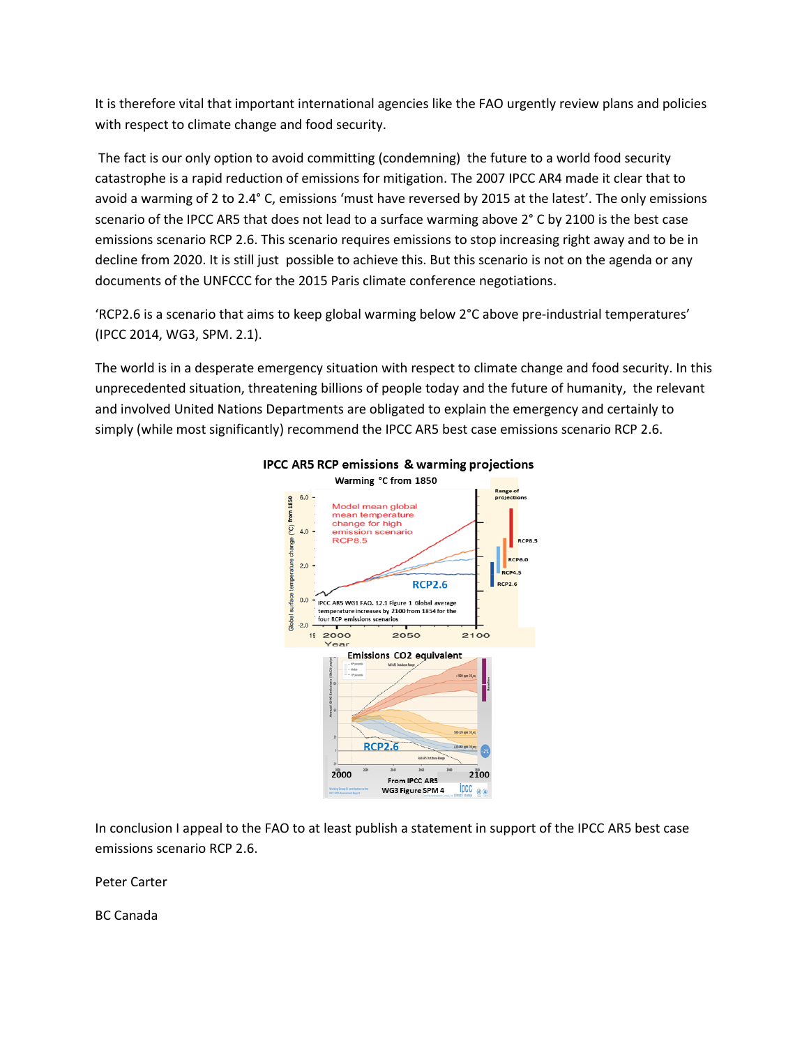It is therefore vital that important international agencies like the FAO urgently review plans and policies with respect to climate change and food security.

The fact is our only option to avoid committing (condemning) the future to a world food security catastrophe is a rapid reduction of emissions for mitigation. The 2007 IPCC AR4 made it clear that to avoid a warming of 2 to 2.4° C, emissions 'must have reversed by 2015 at the latest'. The only emissions scenario of the IPCC AR5 that does not lead to a surface warming above 2° C by 2100 is the best case emissions scenario RCP 2.6. This scenario requires emissions to stop increasing right away and to be in decline from 2020. It is still just possible to achieve this. But this scenario is not on the agenda or any documents of the UNFCCC for the 2015 Paris climate conference negotiations.

'RCP2.6 is a scenario that aims to keep global warming below 2°C above pre-industrial temperatures' (IPCC 2014, WG3, SPM. 2.1).

The world is in a desperate emergency situation with respect to climate change and food security. In this unprecedented situation, threatening billions of people today and the future of humanity, the relevant and involved United Nations Departments are obligated to explain the emergency and certainly to simply (while most significantly) recommend the IPCC AR5 best case emissions scenario RCP 2.6.

IPCC AR5 RCP emissions & warming projections

Warming °C from 1850

Global surface temperature change (°C) from 1850

6.0
4.0
2.0
0.0
-2.0

Model mean global mean temperature change for high emission scenario RCP8.5

RCP2.6

IPCC AR5 WG1 FAQ. 12.1 Figure 1 Global average temperature increases by 2100 from 1854 for the four RCP emissions scenarios

Range of projections

RCP8.5
RCP6.0
RCP4.5
RCP2.6

19 2000 2050 2100

Year

Emissions CO2 equivalent

RCP2.6

2000 2100

From IPCC AR5 WG3 Figure SPM 4

In conclusion I appeal to the FAO to at least publish a statement in support of the IPCC AR5 best case emissions scenario RCP 2.6.

Peter Carter

BC Canada